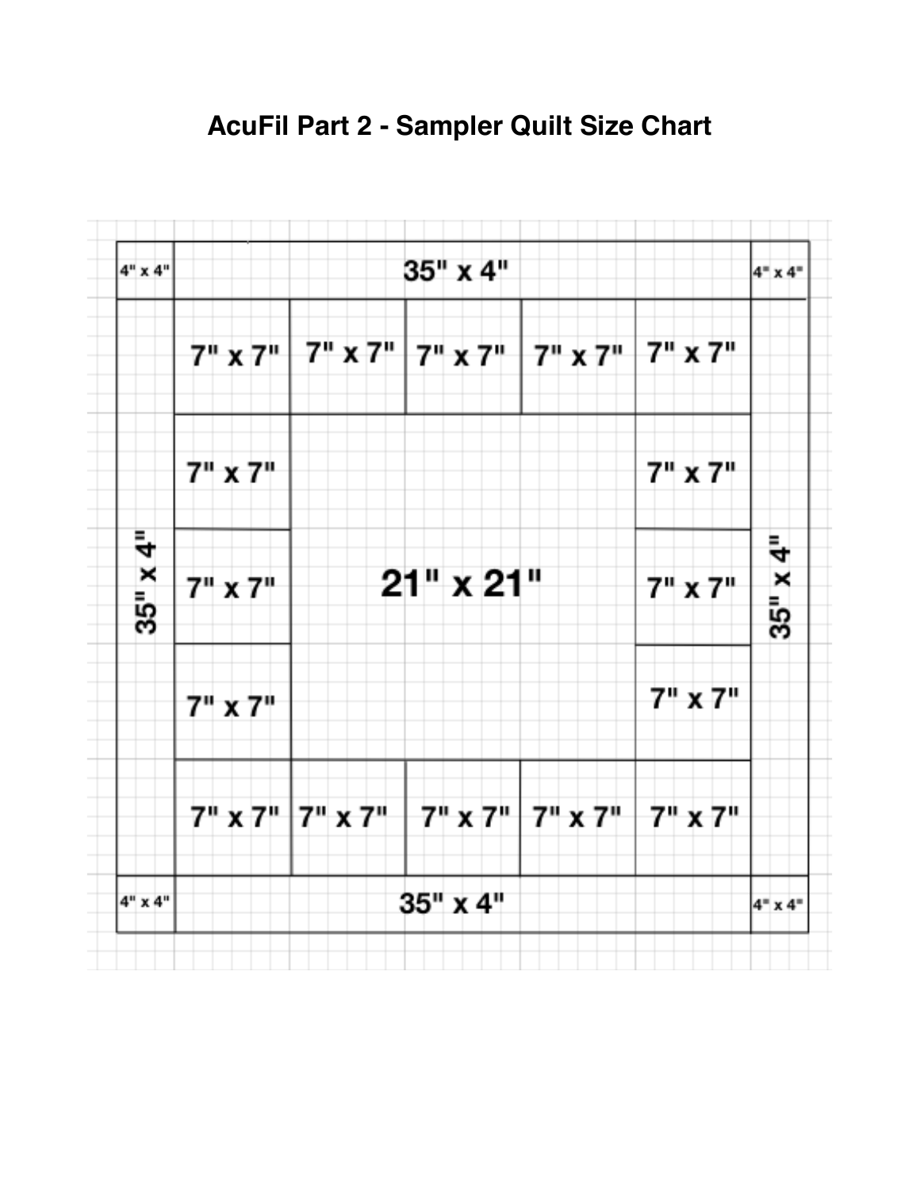# AcuFil Part 2 - Sampler Quilt Size Chart

| | | | | | | |
|---|---|---|---|---|---|---|
| 4" x 4" | 35" x 4" | | | | | 4" x 4" |
| 35" x 4" | 7" x 7" | 7" x 7" | 7" x 7" | 7" x 7" | 7" x 7" | 35" x 4" |
| | 7" x 7" | 21" x 21" | | | 7" x 7" | |
| | 7" x 7" | | | | 7" x 7" | |
| | 7" x 7" | | | | 7" x 7" | |
| | 7" x 7" | 7" x 7" | 7" x 7" | 7" x 7" | 7" x 7" | |
| 4" x 4" | 35" x 4" | | | | | 4" x 4" |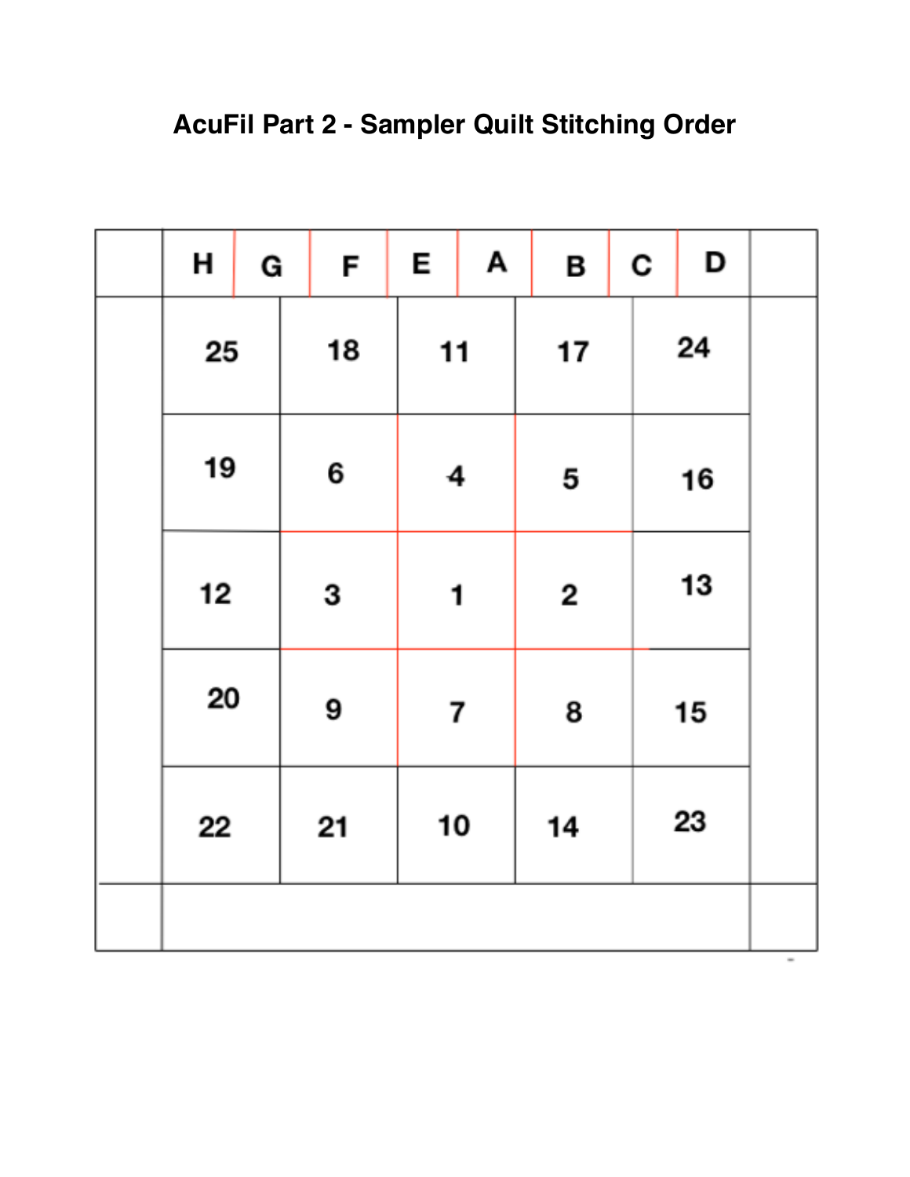# AcuFil Part 2 - Sampler Quilt Stitching Order

| H | G | F | E | A | B | C | D |
|---|---|---|---|---|---|---|---|

| | | | | |
|---|---|---|---|---|
| 25 | 18 | 11 | 17 | 24 |
| 19 | 6 | 4 | 5 | 16 |
| 12 | 3 | 1 | 2 | 13 |
| 20 | 9 | 7 | 8 | 15 |
| 22 | 21 | 10 | 14 | 23 |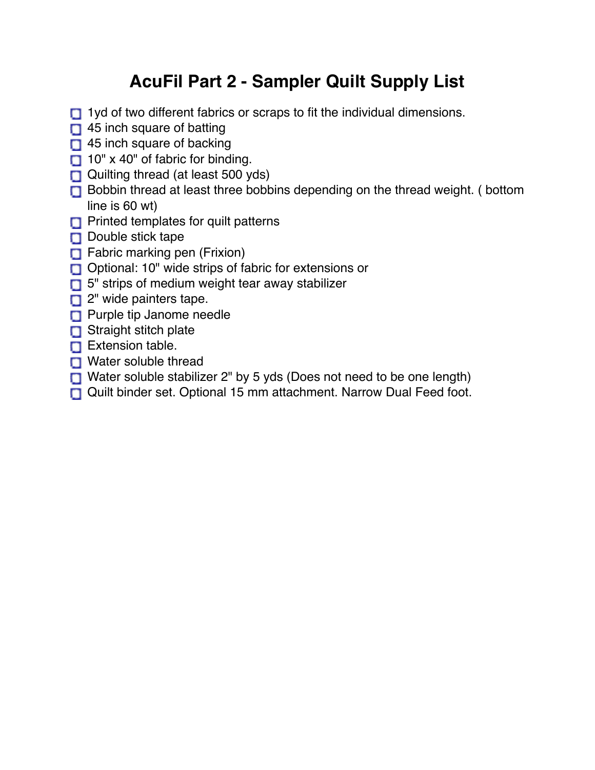# AcuFil Part 2 - Sampler Quilt Supply List

- [ ] 1yd of two different fabrics or scraps to fit the individual dimensions.
- [ ] 45 inch square of batting
- [ ] 45 inch square of backing
- [ ] 10" x 40" of fabric for binding.
- [ ] Quilting thread (at least 500 yds)
- [ ] Bobbin thread at least three bobbins depending on the thread weight. ( bottom line is 60 wt)
- [ ] Printed templates for quilt patterns
- [ ] Double stick tape
- [ ] Fabric marking pen (Frixion)
- [ ] Optional: 10" wide strips of fabric for extensions or
- [ ] 5" strips of medium weight tear away stabilizer
- [ ] 2" wide painters tape.
- [ ] Purple tip Janome needle
- [ ] Straight stitch plate
- [ ] Extension table.
- [ ] Water soluble thread
- [ ] Water soluble stabilizer 2" by 5 yds (Does not need to be one length)
- [ ] Quilt binder set. Optional 15 mm attachment. Narrow Dual Feed foot.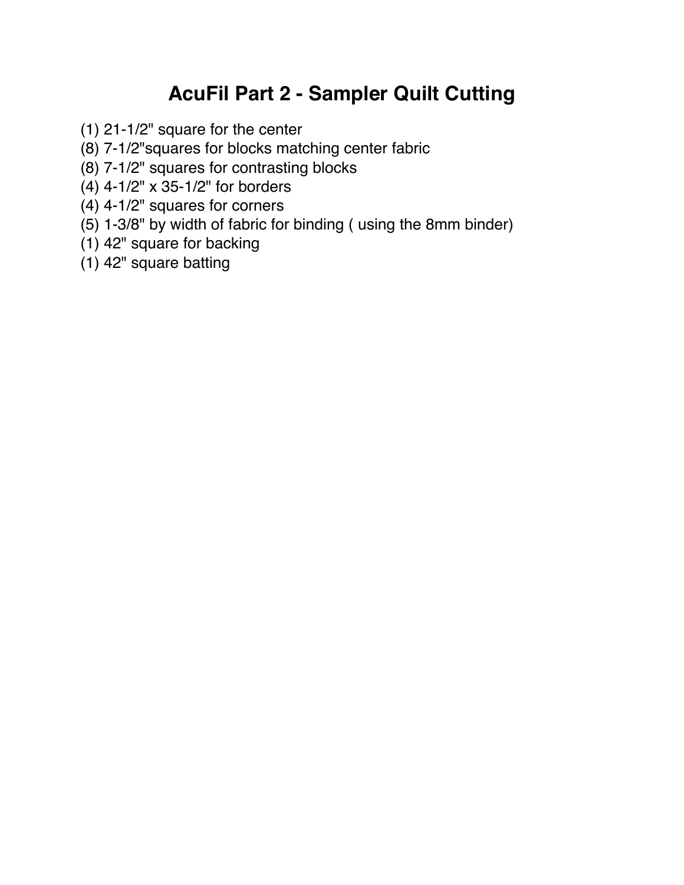# AcuFil Part 2 - Sampler Quilt Cutting

(1) 21-1/2" square for the center
(8) 7-1/2"squares for blocks matching center fabric
(8) 7-1/2" squares for contrasting blocks
(4) 4-1/2" x 35-1/2" for borders
(4) 4-1/2" squares for corners
(5) 1-3/8" by width of fabric for binding ( using the 8mm binder)
(1) 42" square for backing
(1) 42" square batting